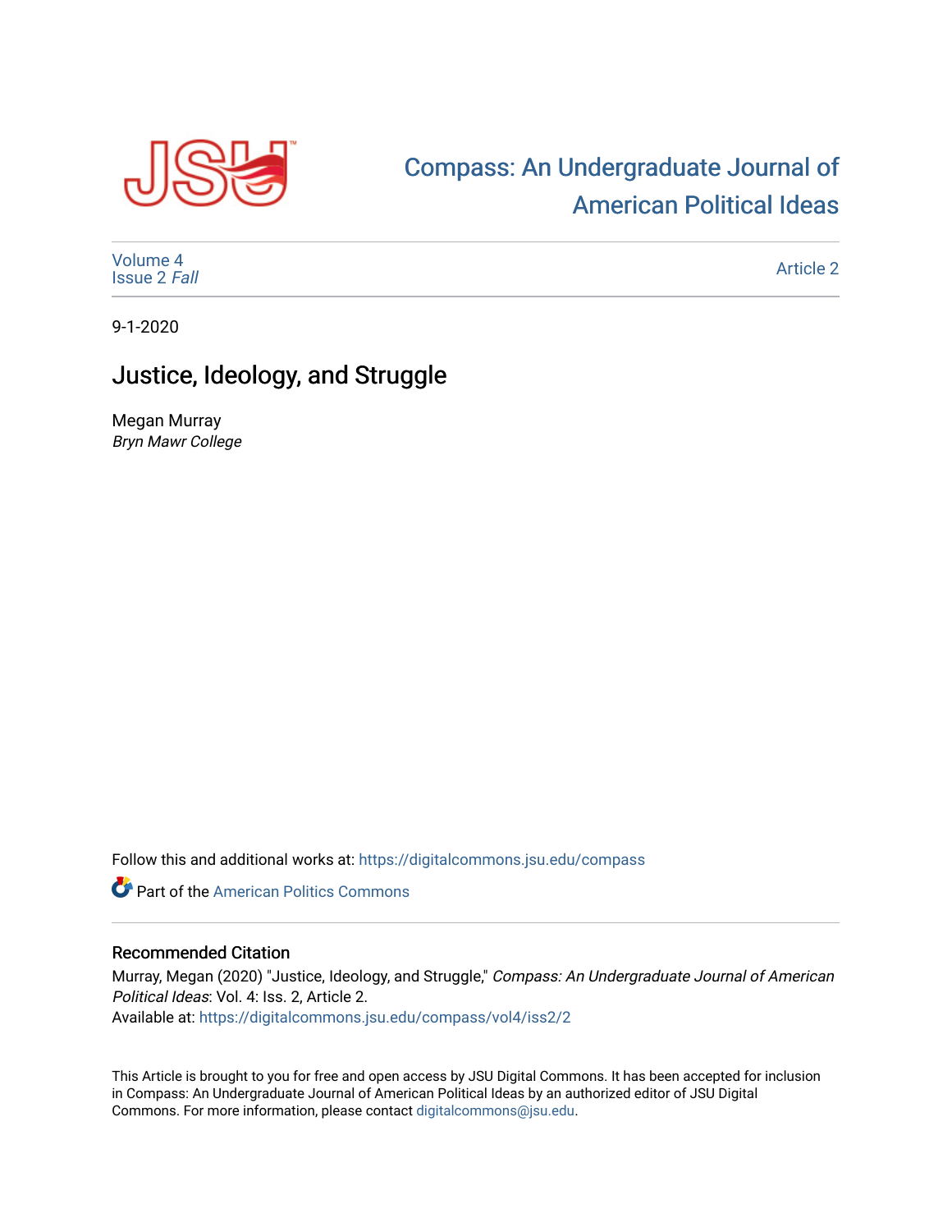Compass: An Undergraduate Journal of American Political Ideas

Volume 4
Issue 2 *Fall*

Article 2

9-1-2020

# Justice, Ideology, and Struggle

Megan Murray
*Bryn Mawr College*

Follow this and additional works at: https://digitalcommons.jsu.edu/compass

Part of the American Politics Commons

## Recommended Citation

Murray, Megan (2020) "Justice, Ideology, and Struggle," *Compass: An Undergraduate Journal of American Political Ideas*: Vol. 4: Iss. 2, Article 2.
Available at: https://digitalcommons.jsu.edu/compass/vol4/iss2/2

This Article is brought to you for free and open access by JSU Digital Commons. It has been accepted for inclusion in Compass: An Undergraduate Journal of American Political Ideas by an authorized editor of JSU Digital Commons. For more information, please contact digitalcommons@jsu.edu.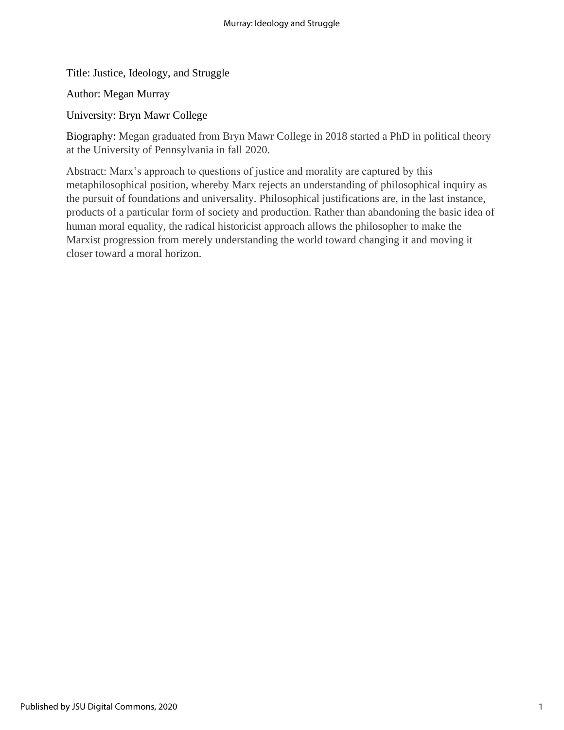Title: Justice, Ideology, and Struggle

Author: Megan Murray

University: Bryn Mawr College

Biography: Megan graduated from Bryn Mawr College in 2018 started a PhD in political theory at the University of Pennsylvania in fall 2020.

Abstract: Marx's approach to questions of justice and morality are captured by this metaphilosophical position, whereby Marx rejects an understanding of philosophical inquiry as the pursuit of foundations and universality. Philosophical justifications are, in the last instance, products of a particular form of society and production. Rather than abandoning the basic idea of human moral equality, the radical historicist approach allows the philosopher to make the Marxist progression from merely understanding the world toward changing it and moving it closer toward a moral horizon.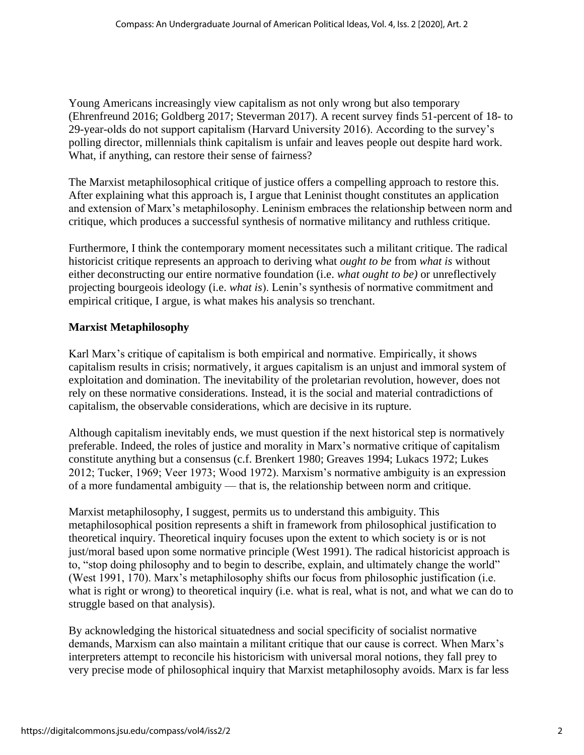Young Americans increasingly view capitalism as not only wrong but also temporary (Ehrenfreund 2016; Goldberg 2017; Steverman 2017). A recent survey finds 51-percent of 18- to 29-year-olds do not support capitalism (Harvard University 2016). According to the survey's polling director, millennials think capitalism is unfair and leaves people out despite hard work. What, if anything, can restore their sense of fairness?

The Marxist metaphilosophical critique of justice offers a compelling approach to restore this. After explaining what this approach is, I argue that Leninist thought constitutes an application and extension of Marx's metaphilosophy. Leninism embraces the relationship between norm and critique, which produces a successful synthesis of normative militancy and ruthless critique.

Furthermore, I think the contemporary moment necessitates such a militant critique. The radical historicist critique represents an approach to deriving what *ought to be* from *what is* without either deconstructing our entire normative foundation (i.e. *what ought to be)* or unreflectively projecting bourgeois ideology (i.e. *what is*). Lenin's synthesis of normative commitment and empirical critique, I argue, is what makes his analysis so trenchant.

**Marxist Metaphilosophy**

Karl Marx's critique of capitalism is both empirical and normative. Empirically, it shows capitalism results in crisis; normatively, it argues capitalism is an unjust and immoral system of exploitation and domination. The inevitability of the proletarian revolution, however, does not rely on these normative considerations. Instead, it is the social and material contradictions of capitalism, the observable considerations, which are decisive in its rupture.

Although capitalism inevitably ends, we must question if the next historical step is normatively preferable. Indeed, the roles of justice and morality in Marx's normative critique of capitalism constitute anything but a consensus (c.f. Brenkert 1980; Greaves 1994; Lukacs 1972; Lukes 2012; Tucker, 1969; Veer 1973; Wood 1972). Marxism's normative ambiguity is an expression of a more fundamental ambiguity — that is, the relationship between norm and critique.

Marxist metaphilosophy, I suggest, permits us to understand this ambiguity. This metaphilosophical position represents a shift in framework from philosophical justification to theoretical inquiry. Theoretical inquiry focuses upon the extent to which society is or is not just/moral based upon some normative principle (West 1991). The radical historicist approach is to, "stop doing philosophy and to begin to describe, explain, and ultimately change the world" (West 1991, 170). Marx's metaphilosophy shifts our focus from philosophic justification (i.e. what is right or wrong) to theoretical inquiry (i.e. what is real, what is not, and what we can do to struggle based on that analysis).

By acknowledging the historical situatedness and social specificity of socialist normative demands, Marxism can also maintain a militant critique that our cause is correct. When Marx's interpreters attempt to reconcile his historicism with universal moral notions, they fall prey to very precise mode of philosophical inquiry that Marxist metaphilosophy avoids. Marx is far less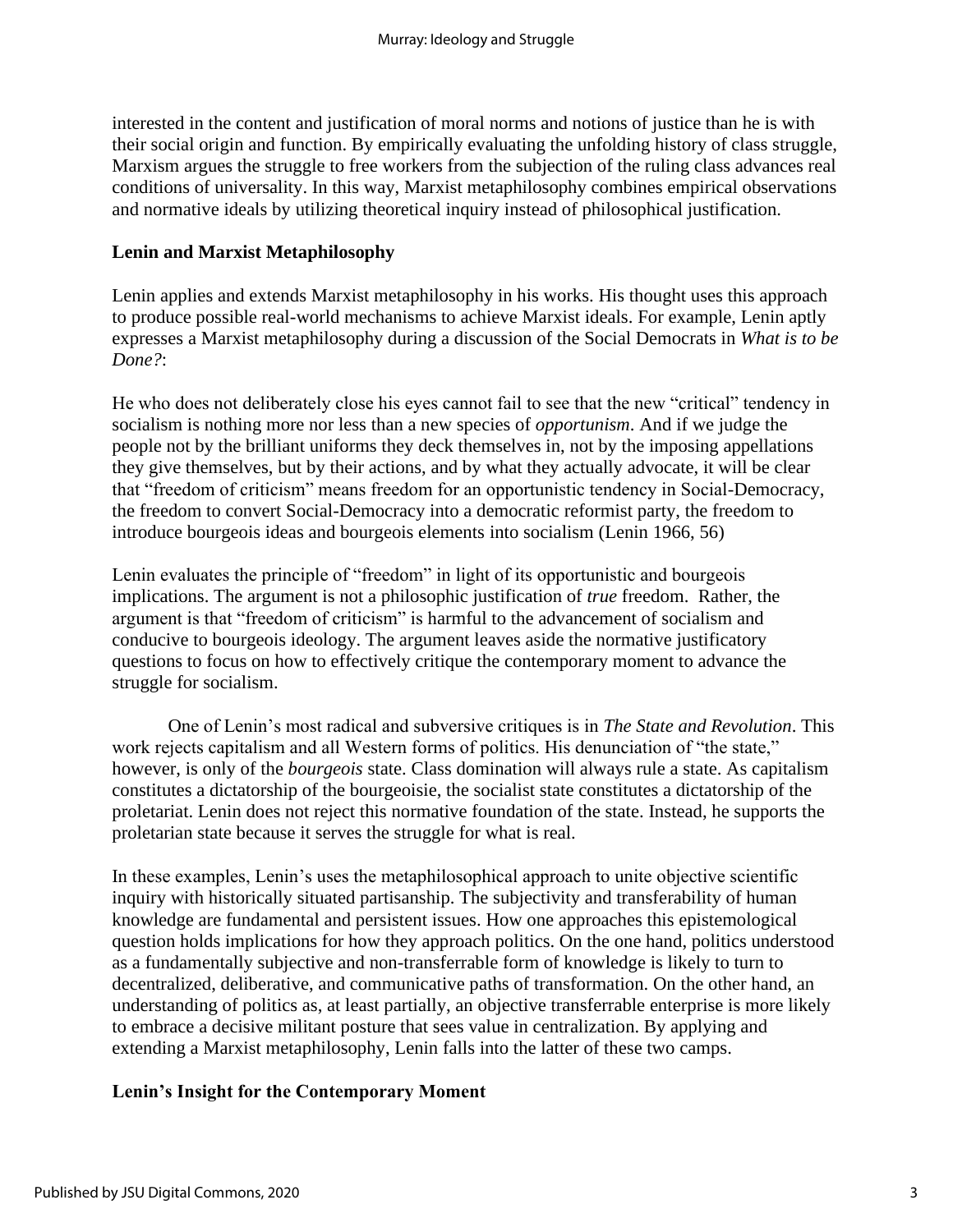interested in the content and justification of moral norms and notions of justice than he is with their social origin and function. By empirically evaluating the unfolding history of class struggle, Marxism argues the struggle to free workers from the subjection of the ruling class advances real conditions of universality. In this way, Marxist metaphilosophy combines empirical observations and normative ideals by utilizing theoretical inquiry instead of philosophical justification.

## Lenin and Marxist Metaphilosophy

Lenin applies and extends Marxist metaphilosophy in his works. His thought uses this approach to produce possible real-world mechanisms to achieve Marxist ideals. For example, Lenin aptly expresses a Marxist metaphilosophy during a discussion of the Social Democrats in *What is to be Done?*:

He who does not deliberately close his eyes cannot fail to see that the new "critical" tendency in socialism is nothing more nor less than a new species of *opportunism*. And if we judge the people not by the brilliant uniforms they deck themselves in, not by the imposing appellations they give themselves, but by their actions, and by what they actually advocate, it will be clear that "freedom of criticism" means freedom for an opportunistic tendency in Social-Democracy, the freedom to convert Social-Democracy into a democratic reformist party, the freedom to introduce bourgeois ideas and bourgeois elements into socialism (Lenin 1966, 56)

Lenin evaluates the principle of "freedom" in light of its opportunistic and bourgeois implications. The argument is not a philosophic justification of *true* freedom. Rather, the argument is that "freedom of criticism" is harmful to the advancement of socialism and conducive to bourgeois ideology. The argument leaves aside the normative justificatory questions to focus on how to effectively critique the contemporary moment to advance the struggle for socialism.

One of Lenin's most radical and subversive critiques is in *The State and Revolution*. This work rejects capitalism and all Western forms of politics. His denunciation of "the state," however, is only of the *bourgeois* state. Class domination will always rule a state. As capitalism constitutes a dictatorship of the bourgeoisie, the socialist state constitutes a dictatorship of the proletariat. Lenin does not reject this normative foundation of the state. Instead, he supports the proletarian state because it serves the struggle for what is real.

In these examples, Lenin's uses the metaphilosophical approach to unite objective scientific inquiry with historically situated partisanship. The subjectivity and transferability of human knowledge are fundamental and persistent issues. How one approaches this epistemological question holds implications for how they approach politics. On the one hand, politics understood as a fundamentally subjective and non-transferrable form of knowledge is likely to turn to decentralized, deliberative, and communicative paths of transformation. On the other hand, an understanding of politics as, at least partially, an objective transferrable enterprise is more likely to embrace a decisive militant posture that sees value in centralization. By applying and extending a Marxist metaphilosophy, Lenin falls into the latter of these two camps.

## Lenin's Insight for the Contemporary Moment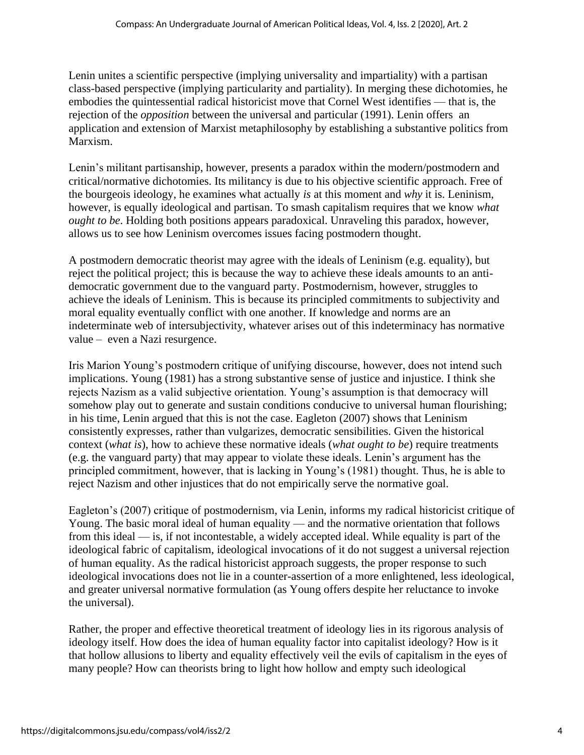Lenin unites a scientific perspective (implying universality and impartiality) with a partisan class-based perspective (implying particularity and partiality). In merging these dichotomies, he embodies the quintessential radical historicist move that Cornel West identifies — that is, the rejection of the *opposition* between the universal and particular (1991). Lenin offers an application and extension of Marxist metaphilosophy by establishing a substantive politics from Marxism.

Lenin's militant partisanship, however, presents a paradox within the modern/postmodern and critical/normative dichotomies. Its militancy is due to his objective scientific approach. Free of the bourgeois ideology, he examines what actually *is* at this moment and *why* it is. Leninism, however, is equally ideological and partisan. To smash capitalism requires that we know *what ought to be*. Holding both positions appears paradoxical. Unraveling this paradox, however, allows us to see how Leninism overcomes issues facing postmodern thought.

A postmodern democratic theorist may agree with the ideals of Leninism (e.g. equality), but reject the political project; this is because the way to achieve these ideals amounts to an anti-democratic government due to the vanguard party. Postmodernism, however, struggles to achieve the ideals of Leninism. This is because its principled commitments to subjectivity and moral equality eventually conflict with one another. If knowledge and norms are an indeterminate web of intersubjectivity, whatever arises out of this indeterminacy has normative value – even a Nazi resurgence.

Iris Marion Young's postmodern critique of unifying discourse, however, does not intend such implications. Young (1981) has a strong substantive sense of justice and injustice. I think she rejects Nazism as a valid subjective orientation. Young's assumption is that democracy will somehow play out to generate and sustain conditions conducive to universal human flourishing; in his time, Lenin argued that this is not the case. Eagleton (2007) shows that Leninism consistently expresses, rather than vulgarizes, democratic sensibilities. Given the historical context (*what is*), how to achieve these normative ideals (*what ought to be*) require treatments (e.g. the vanguard party) that may appear to violate these ideals. Lenin's argument has the principled commitment, however, that is lacking in Young's (1981) thought. Thus, he is able to reject Nazism and other injustices that do not empirically serve the normative goal.

Eagleton's (2007) critique of postmodernism, via Lenin, informs my radical historicist critique of Young. The basic moral ideal of human equality — and the normative orientation that follows from this ideal — is, if not incontestable, a widely accepted ideal. While equality is part of the ideological fabric of capitalism, ideological invocations of it do not suggest a universal rejection of human equality. As the radical historicist approach suggests, the proper response to such ideological invocations does not lie in a counter-assertion of a more enlightened, less ideological, and greater universal normative formulation (as Young offers despite her reluctance to invoke the universal).

Rather, the proper and effective theoretical treatment of ideology lies in its rigorous analysis of ideology itself. How does the idea of human equality factor into capitalist ideology? How is it that hollow allusions to liberty and equality effectively veil the evils of capitalism in the eyes of many people? How can theorists bring to light how hollow and empty such ideological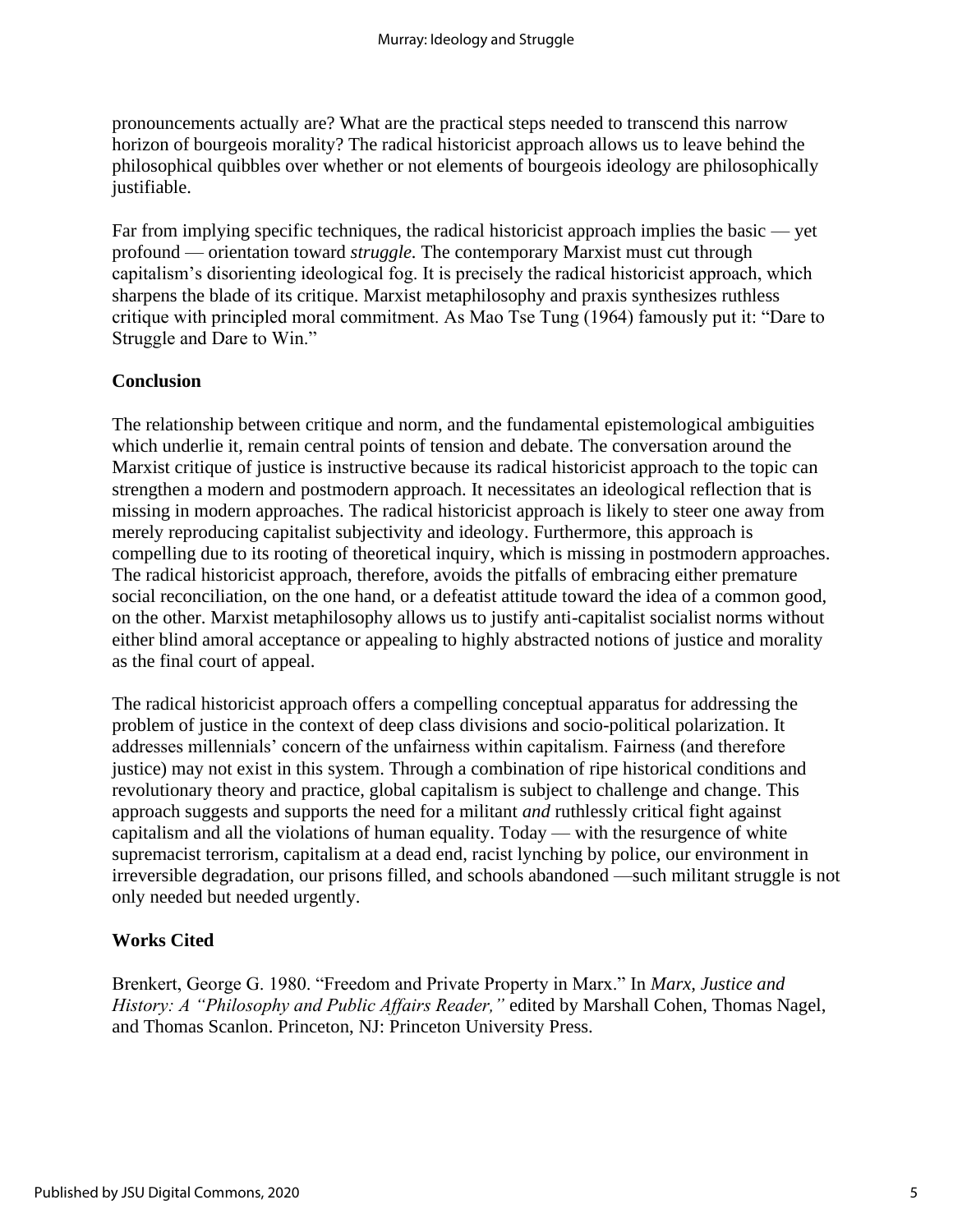pronouncements actually are? What are the practical steps needed to transcend this narrow horizon of bourgeois morality? The radical historicist approach allows us to leave behind the philosophical quibbles over whether or not elements of bourgeois ideology are philosophically justifiable.

Far from implying specific techniques, the radical historicist approach implies the basic — yet profound — orientation toward *struggle*. The contemporary Marxist must cut through capitalism's disorienting ideological fog. It is precisely the radical historicist approach, which sharpens the blade of its critique. Marxist metaphilosophy and praxis synthesizes ruthless critique with principled moral commitment. As Mao Tse Tung (1964) famously put it: "Dare to Struggle and Dare to Win."

## Conclusion

The relationship between critique and norm, and the fundamental epistemological ambiguities which underlie it, remain central points of tension and debate. The conversation around the Marxist critique of justice is instructive because its radical historicist approach to the topic can strengthen a modern and postmodern approach. It necessitates an ideological reflection that is missing in modern approaches. The radical historicist approach is likely to steer one away from merely reproducing capitalist subjectivity and ideology. Furthermore, this approach is compelling due to its rooting of theoretical inquiry, which is missing in postmodern approaches. The radical historicist approach, therefore, avoids the pitfalls of embracing either premature social reconciliation, on the one hand, or a defeatist attitude toward the idea of a common good, on the other. Marxist metaphilosophy allows us to justify anti-capitalist socialist norms without either blind amoral acceptance or appealing to highly abstracted notions of justice and morality as the final court of appeal.

The radical historicist approach offers a compelling conceptual apparatus for addressing the problem of justice in the context of deep class divisions and socio-political polarization. It addresses millennials' concern of the unfairness within capitalism. Fairness (and therefore justice) may not exist in this system. Through a combination of ripe historical conditions and revolutionary theory and practice, global capitalism is subject to challenge and change. This approach suggests and supports the need for a militant *and* ruthlessly critical fight against capitalism and all the violations of human equality. Today — with the resurgence of white supremacist terrorism, capitalism at a dead end, racist lynching by police, our environment in irreversible degradation, our prisons filled, and schools abandoned —such militant struggle is not only needed but needed urgently.

## Works Cited

Brenkert, George G. 1980. "Freedom and Private Property in Marx." In *Marx, Justice and History: A "Philosophy and Public Affairs Reader,"* edited by Marshall Cohen, Thomas Nagel, and Thomas Scanlon. Princeton, NJ: Princeton University Press.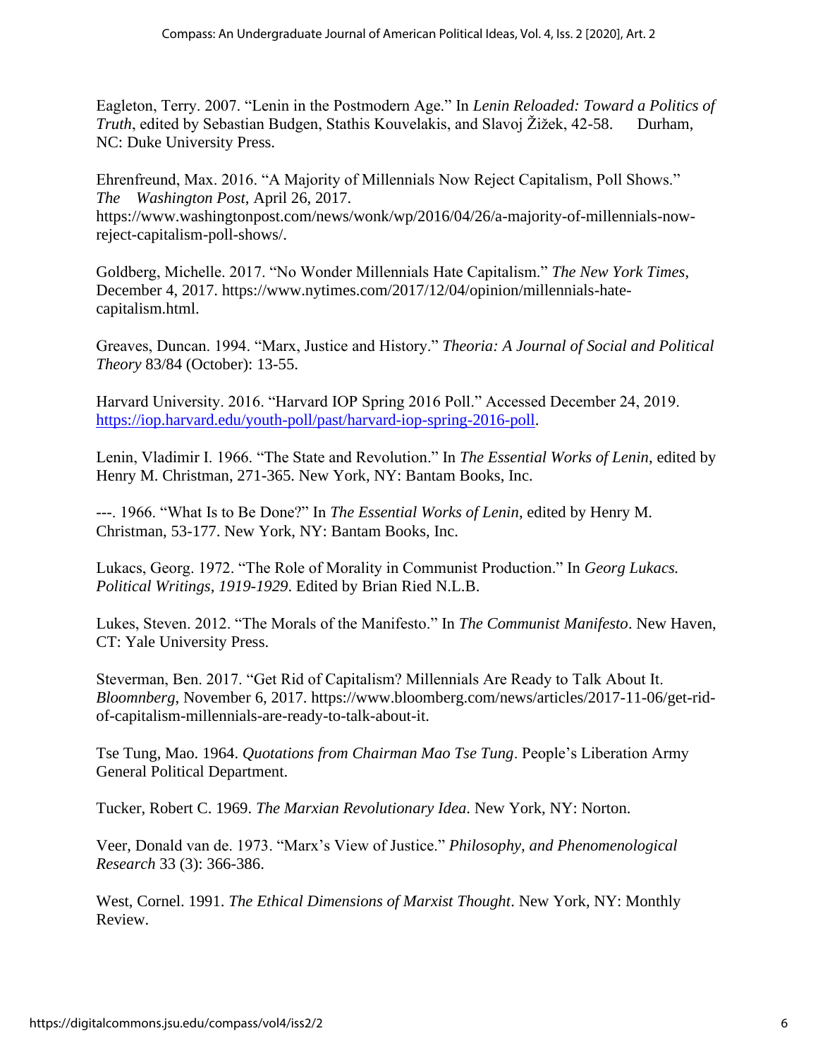Eagleton, Terry. 2007. "Lenin in the Postmodern Age." In *Lenin Reloaded: Toward a Politics of Truth*, edited by Sebastian Budgen, Stathis Kouvelakis, and Slavoj Žižek, 42-58. Durham, NC: Duke University Press.

Ehrenfreund, Max. 2016. "A Majority of Millennials Now Reject Capitalism, Poll Shows." *The Washington Post*, April 26, 2017. https://www.washingtonpost.com/news/wonk/wp/2016/04/26/a-majority-of-millennials-now-reject-capitalism-poll-shows/.

Goldberg, Michelle. 2017. "No Wonder Millennials Hate Capitalism." *The New York Times*, December 4, 2017. https://www.nytimes.com/2017/12/04/opinion/millennials-hate-capitalism.html.

Greaves, Duncan. 1994. "Marx, Justice and History." *Theoria: A Journal of Social and Political Theory* 83/84 (October): 13-55.

Harvard University. 2016. "Harvard IOP Spring 2016 Poll." Accessed December 24, 2019. https://iop.harvard.edu/youth-poll/past/harvard-iop-spring-2016-poll.

Lenin, Vladimir I. 1966. "The State and Revolution." In *The Essential Works of Lenin*, edited by Henry M. Christman, 271-365. New York, NY: Bantam Books, Inc.

---. 1966. "What Is to Be Done?" In *The Essential Works of Lenin*, edited by Henry M. Christman, 53-177. New York, NY: Bantam Books, Inc.

Lukacs, Georg. 1972. "The Role of Morality in Communist Production." In *Georg Lukacs. Political Writings, 1919-1929*. Edited by Brian Ried N.L.B.

Lukes, Steven. 2012. "The Morals of the Manifesto." In *The Communist Manifesto*. New Haven, CT: Yale University Press.

Steverman, Ben. 2017. "Get Rid of Capitalism? Millennials Are Ready to Talk About It. *Bloomnberg*, November 6, 2017. https://www.bloomberg.com/news/articles/2017-11-06/get-rid-of-capitalism-millennials-are-ready-to-talk-about-it.

Tse Tung, Mao. 1964. *Quotations from Chairman Mao Tse Tung*. People's Liberation Army General Political Department.

Tucker, Robert C. 1969. *The Marxian Revolutionary Idea*. New York, NY: Norton.

Veer, Donald van de. 1973. "Marx's View of Justice." *Philosophy, and Phenomenological Research* 33 (3): 366-386.

West, Cornel. 1991. *The Ethical Dimensions of Marxist Thought*. New York, NY: Monthly Review.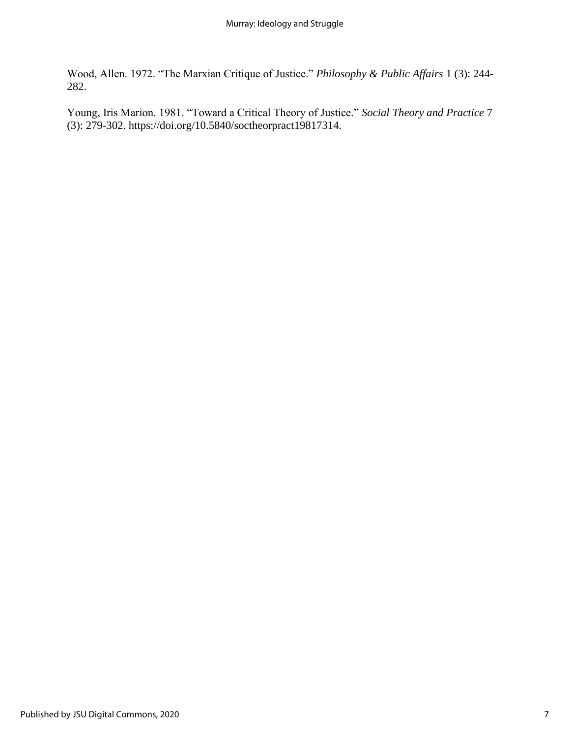Wood, Allen. 1972. "The Marxian Critique of Justice." *Philosophy & Public Affairs* 1 (3): 244-282.

Young, Iris Marion. 1981. "Toward a Critical Theory of Justice." *Social Theory and Practice* 7 (3): 279-302. https://doi.org/10.5840/soctheorpract19817314.